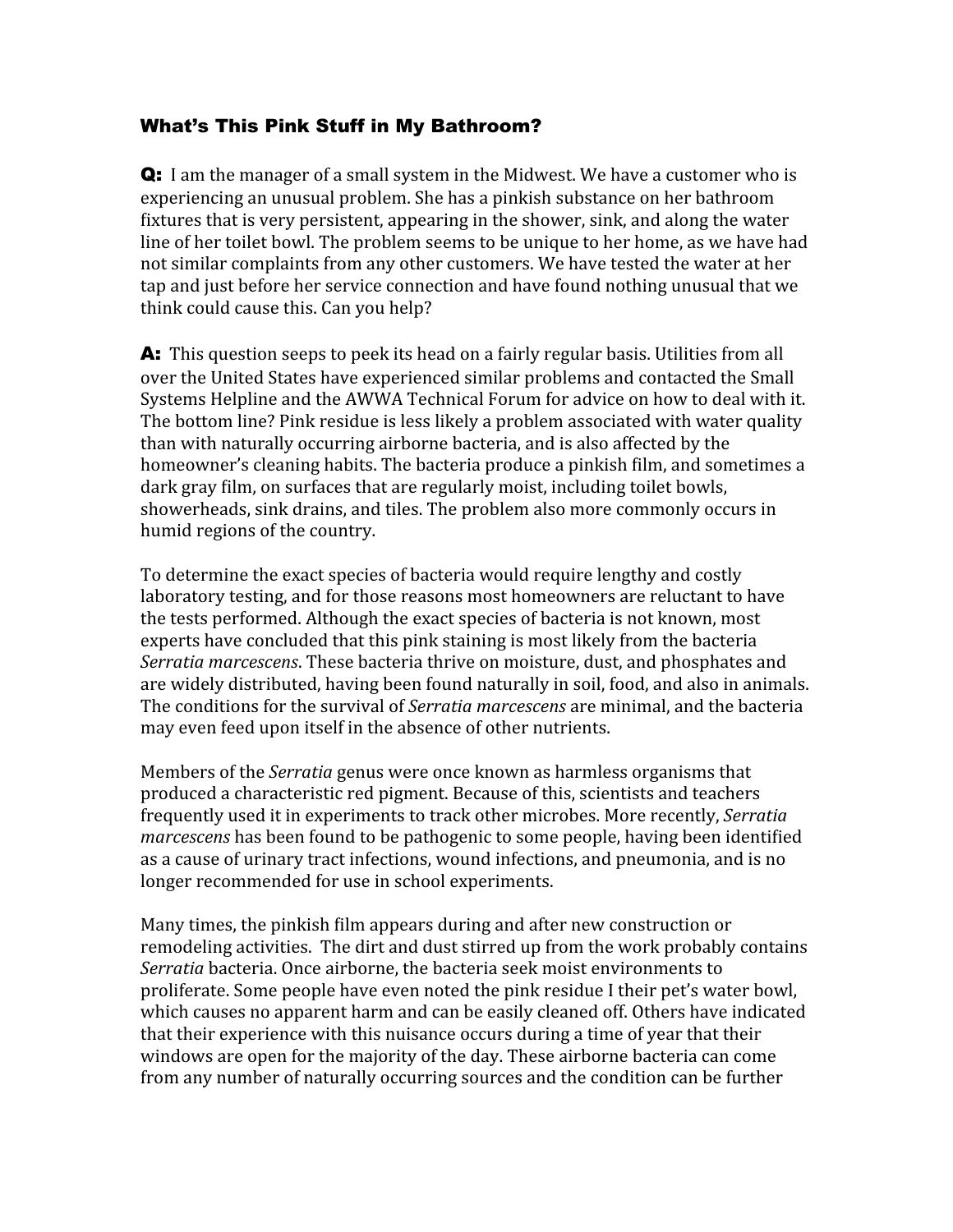## What's This Pink Stuff in My Bathroom?

**Q:** I am the manager of a small system in the Midwest. We have a customer who is experiencing an unusual problem. She has a pinkish substance on her bathroom fixtures that is very persistent, appearing in the shower, sink, and along the water line of her toilet bowl. The problem seems to be unique to her home, as we have had not similar complaints from any other customers. We have tested the water at her tap and just before her service connection and have found nothing unusual that we think could cause this. Can you help?

**A:** This question seeps to peek its head on a fairly regular basis. Utilities from all over the United States have experienced similar problems and contacted the Small Systems Helpline and the AWWA Technical Forum for advice on how to deal with it. The bottom line? Pink residue is less likely a problem associated with water quality than with naturally occurring airborne bacteria, and is also affected by the homeowner's cleaning habits. The bacteria produce a pinkish film, and sometimes a dark gray film, on surfaces that are regularly moist, including toilet bowls, showerheads, sink drains, and tiles. The problem also more commonly occurs in humid regions of the country.

To determine the exact species of bacteria would require lengthy and costly laboratory testing, and for those reasons most homeowners are reluctant to have the tests performed. Although the exact species of bacteria is not known, most experts have concluded that this pink staining is most likely from the bacteria *Serratia marcescens*. These bacteria thrive on moisture, dust, and phosphates and are widely distributed, having been found naturally in soil, food, and also in animals. The conditions for the survival of *Serratia marcescens* are minimal, and the bacteria may even feed upon itself in the absence of other nutrients.

Members of the *Serratia* genus were once known as harmless organisms that produced a characteristic red pigment. Because of this, scientists and teachers frequently used it in experiments to track other microbes. More recently, *Serratia marcescens* has been found to be pathogenic to some people, having been identified as a cause of urinary tract infections, wound infections, and pneumonia, and is no longer recommended for use in school experiments.

Many times, the pinkish film appears during and after new construction or remodeling activities. The dirt and dust stirred up from the work probably contains *Serratia* bacteria. Once airborne, the bacteria seek moist environments to proliferate. Some people have even noted the pink residue I their pet's water bowl, which causes no apparent harm and can be easily cleaned off. Others have indicated that their experience with this nuisance occurs during a time of year that their windows are open for the majority of the day. These airborne bacteria can come from any number of naturally occurring sources and the condition can be further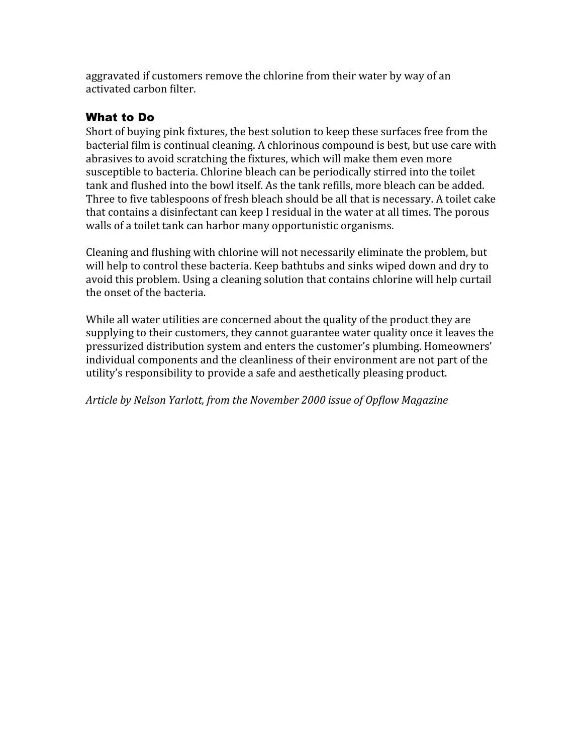aggravated if customers remove the chlorine from their water by way of an activated carbon filter.

## What to Do

Short of buying pink fixtures, the best solution to keep these surfaces free from the bacterial film is continual cleaning. A chlorinous compound is best, but use care with abrasives to avoid scratching the fixtures, which will make them even more susceptible to bacteria. Chlorine bleach can be periodically stirred into the toilet tank and flushed into the bowl itself. As the tank refills, more bleach can be added. Three to five tablespoons of fresh bleach should be all that is necessary. A toilet cake that contains a disinfectant can keep I residual in the water at all times. The porous walls of a toilet tank can harbor many opportunistic organisms.

Cleaning and flushing with chlorine will not necessarily eliminate the problem, but will help to control these bacteria. Keep bathtubs and sinks wiped down and dry to avoid this problem. Using a cleaning solution that contains chlorine will help curtail the onset of the bacteria.

While all water utilities are concerned about the quality of the product they are supplying to their customers, they cannot guarantee water quality once it leaves the pressurized distribution system and enters the customer's plumbing. Homeowners' individual components and the cleanliness of their environment are not part of the utility's responsibility to provide a safe and aesthetically pleasing product.

*Article by Nelson Yarlott, from the November 2000 issue of Opflow Magazine*